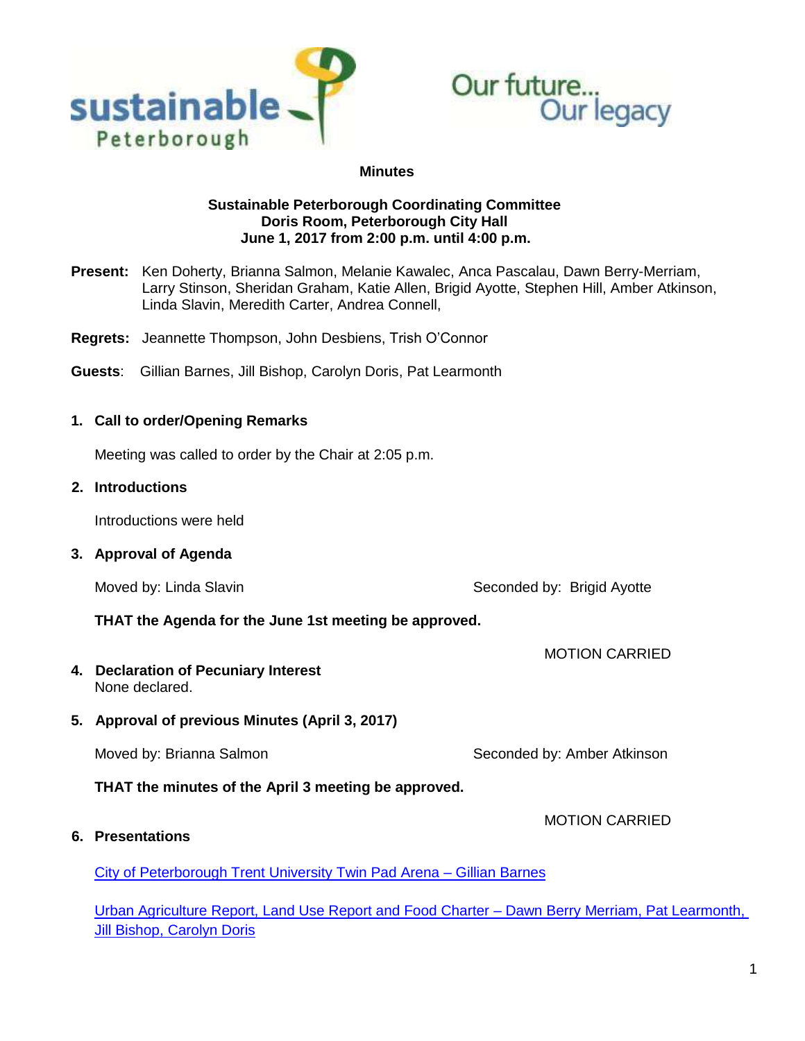sustainable Peterborough

Our future... Our legacy

**Minutes**

**Sustainable Peterborough Coordinating Committee**
**Doris Room, Peterborough City Hall**
**June 1, 2017 from 2:00 p.m. until 4:00 p.m.**

**Present:** Ken Doherty, Brianna Salmon, Melanie Kawalec, Anca Pascalau, Dawn Berry-Merriam, Larry Stinson, Sheridan Graham, Katie Allen, Brigid Ayotte, Stephen Hill, Amber Atkinson, Linda Slavin, Meredith Carter, Andrea Connell,

**Regrets:** Jeannette Thompson, John Desbiens, Trish O'Connor

**Guests**: Gillian Barnes, Jill Bishop, Carolyn Doris, Pat Learmonth

1. **Call to order/Opening Remarks**

   Meeting was called to order by the Chair at 2:05 p.m.

2. **Introductions**

   Introductions were held

3. **Approval of Agenda**

   Moved by: Linda Slavin    Seconded by: Brigid Ayotte

   **THAT the Agenda for the June 1st meeting be approved.**

   MOTION CARRIED

4. **Declaration of Pecuniary Interest**
   None declared.

5. **Approval of previous Minutes (April 3, 2017)**

   Moved by: Brianna Salmon    Seconded by: Amber Atkinson

   **THAT the minutes of the April 3 meeting be approved.**

   MOTION CARRIED

6. **Presentations**

   City of Peterborough Trent University Twin Pad Arena – Gillian Barnes

   Urban Agriculture Report, Land Use Report and Food Charter – Dawn Berry Merriam, Pat Learmonth, Jill Bishop, Carolyn Doris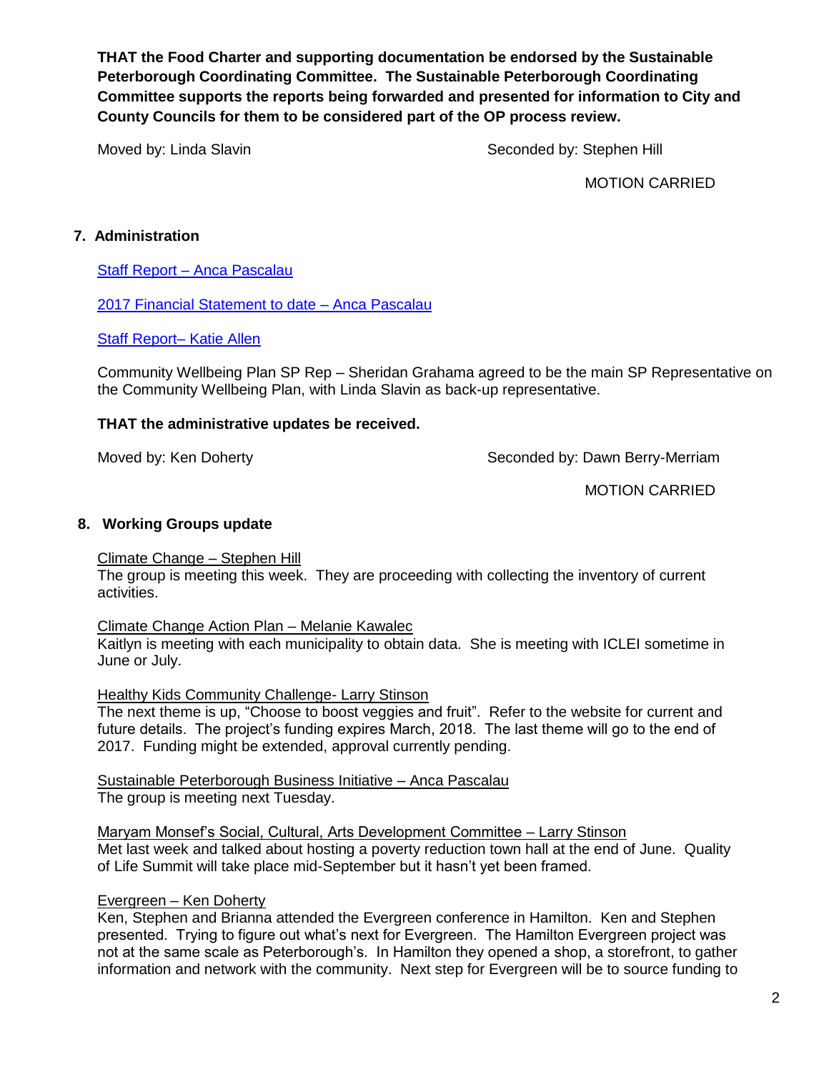**THAT the Food Charter and supporting documentation be endorsed by the Sustainable Peterborough Coordinating Committee. The Sustainable Peterborough Coordinating Committee supports the reports being forwarded and presented for information to City and County Councils for them to be considered part of the OP process review.**

Moved by: Linda Slavin　　　　　　　　　　Seconded by: Stephen Hill

MOTION CARRIED

## 7. Administration

Staff Report – Anca Pascalau

2017 Financial Statement to date – Anca Pascalau

Staff Report– Katie Allen

Community Wellbeing Plan SP Rep – Sheridan Grahama agreed to be the main SP Representative on the Community Wellbeing Plan, with Linda Slavin as back-up representative.

**THAT the administrative updates be received.**

Moved by: Ken Doherty　　　　　　　　　　Seconded by: Dawn Berry-Merriam

MOTION CARRIED

## 8. Working Groups update

Climate Change – Stephen Hill
The group is meeting this week. They are proceeding with collecting the inventory of current activities.

Climate Change Action Plan – Melanie Kawalec
Kaitlyn is meeting with each municipality to obtain data. She is meeting with ICLEI sometime in June or July.

Healthy Kids Community Challenge- Larry Stinson
The next theme is up, "Choose to boost veggies and fruit". Refer to the website for current and future details. The project's funding expires March, 2018. The last theme will go to the end of 2017. Funding might be extended, approval currently pending.

Sustainable Peterborough Business Initiative – Anca Pascalau
The group is meeting next Tuesday.

Maryam Monsef's Social, Cultural, Arts Development Committee – Larry Stinson
Met last week and talked about hosting a poverty reduction town hall at the end of June. Quality of Life Summit will take place mid-September but it hasn't yet been framed.

Evergreen – Ken Doherty
Ken, Stephen and Brianna attended the Evergreen conference in Hamilton. Ken and Stephen presented. Trying to figure out what's next for Evergreen. The Hamilton Evergreen project was not at the same scale as Peterborough's. In Hamilton they opened a shop, a storefront, to gather information and network with the community. Next step for Evergreen will be to source funding to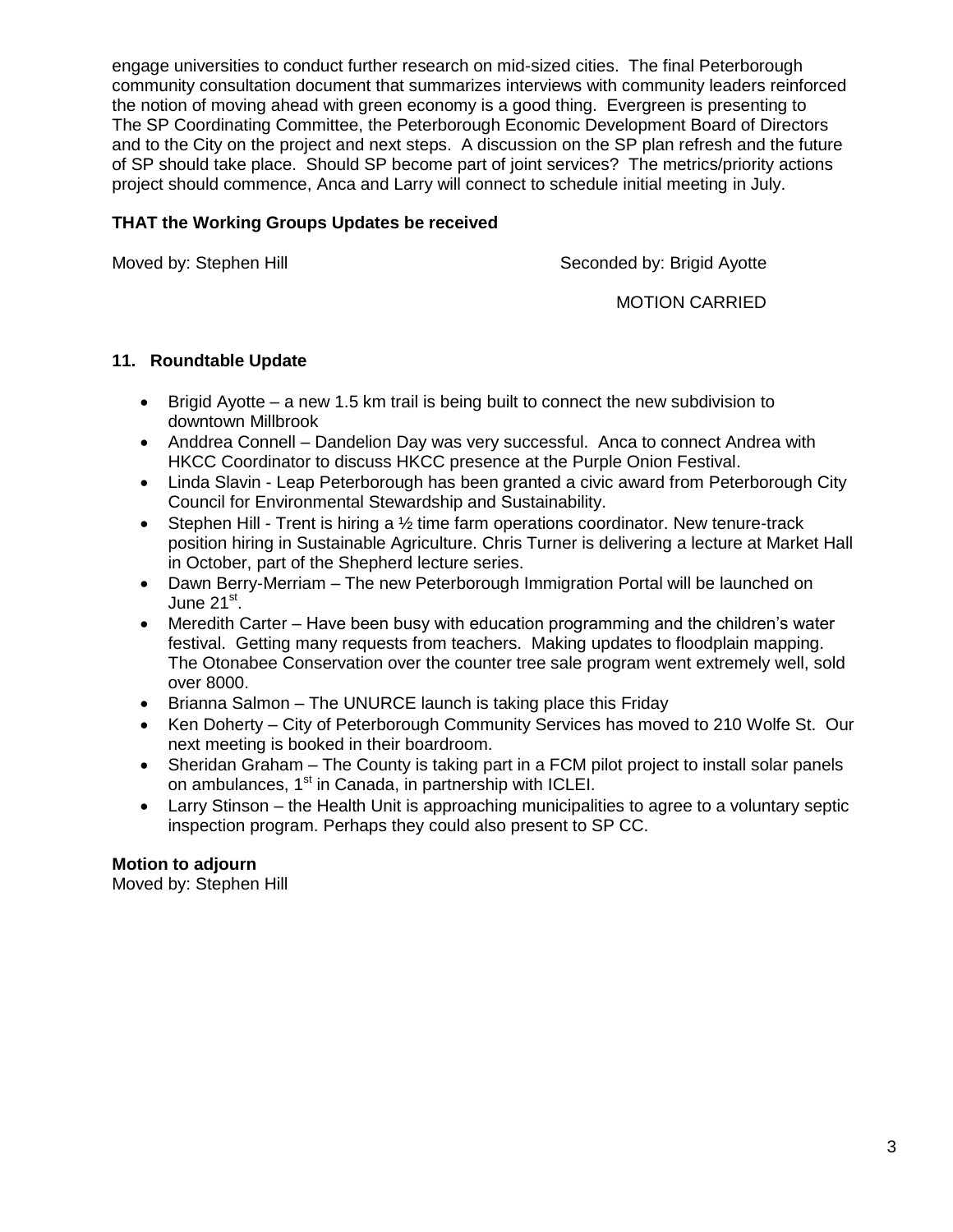engage universities to conduct further research on mid-sized cities. The final Peterborough community consultation document that summarizes interviews with community leaders reinforced the notion of moving ahead with green economy is a good thing. Evergreen is presenting to The SP Coordinating Committee, the Peterborough Economic Development Board of Directors and to the City on the project and next steps. A discussion on the SP plan refresh and the future of SP should take place. Should SP become part of joint services? The metrics/priority actions project should commence, Anca and Larry will connect to schedule initial meeting in July.

**THAT the Working Groups Updates be received**

Moved by: Stephen Hill

Seconded by: Brigid Ayotte

MOTION CARRIED

### 11. Roundtable Update

- Brigid Ayotte – a new 1.5 km trail is being built to connect the new subdivision to downtown Millbrook
- Anddrea Connell – Dandelion Day was very successful. Anca to connect Andrea with HKCC Coordinator to discuss HKCC presence at the Purple Onion Festival.
- Linda Slavin - Leap Peterborough has been granted a civic award from Peterborough City Council for Environmental Stewardship and Sustainability.
- Stephen Hill - Trent is hiring a ½ time farm operations coordinator. New tenure-track position hiring in Sustainable Agriculture. Chris Turner is delivering a lecture at Market Hall in October, part of the Shepherd lecture series.
- Dawn Berry-Merriam – The new Peterborough Immigration Portal will be launched on June 21st.
- Meredith Carter – Have been busy with education programming and the children's water festival. Getting many requests from teachers. Making updates to floodplain mapping. The Otonabee Conservation over the counter tree sale program went extremely well, sold over 8000.
- Brianna Salmon – The UNURCE launch is taking place this Friday
- Ken Doherty – City of Peterborough Community Services has moved to 210 Wolfe St. Our next meeting is booked in their boardroom.
- Sheridan Graham – The County is taking part in a FCM pilot project to install solar panels on ambulances, 1st in Canada, in partnership with ICLEI.
- Larry Stinson – the Health Unit is approaching municipalities to agree to a voluntary septic inspection program. Perhaps they could also present to SP CC.

**Motion to adjourn**
Moved by: Stephen Hill